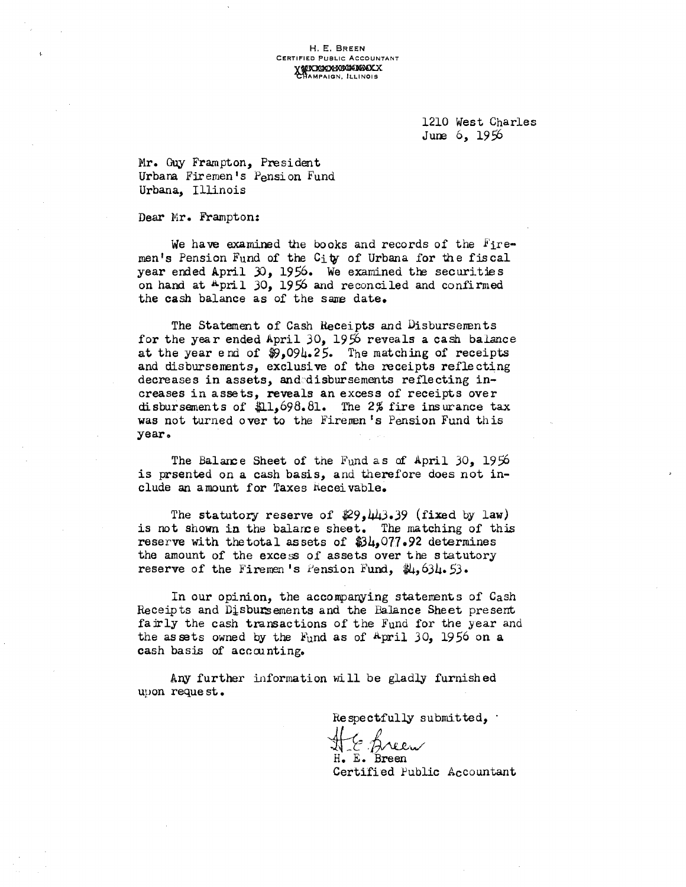H. E. BREEN
CERTIFIED PUBLIC ACCOUNTANT
CHAMPAIGN, ILLINOIS

1210 West Charles
June 6, 1956

Mr. Guy Frampton, President
Urbana Firemen's Pension Fund
Urbana, Illinois

Dear Mr. Frampton:

We have examined the books and records of the Firemen's Pension Fund of the City of Urbana for the fiscal year ended April 30, 1956. We examined the securities on hand at April 30, 1956 and reconciled and confirmed the cash balance as of the same date.

The Statement of Cash Receipts and Disbursements for the year ended April 30, 1956 reveals a cash balance at the year end of $9,094.25. The matching of receipts and disbursements, exclusive of the receipts reflecting decreases in assets, and disbursements reflecting increases in assets, reveals an excess of receipts over disbursements of $11,698.81. The 2% fire insurance tax was not turned over to the Firemen's Pension Fund this year.

The Balance Sheet of the Fund as of April 30, 1956 is prsented on a cash basis, and therefore does not include an amount for Taxes Receivable.

The statutory reserve of $29,443.39 (fixed by law) is not shown in the balance sheet. The matching of this reserve with the total assets of $34,077.92 determines the amount of the excess of assets over the statutory reserve of the Firemen's Pension Fund, $4,634.53.

In our opinion, the accompanying statements of Cash Receipts and Disbursements and the Balance Sheet present fairly the cash transactions of the Fund for the year and the assets owned by the Fund as of April 30, 1956 on a cash basis of accounting.

Any further information will be gladly furnished upon request.

Respectfully submitted,

H. E. Breen
Certified Public Accountant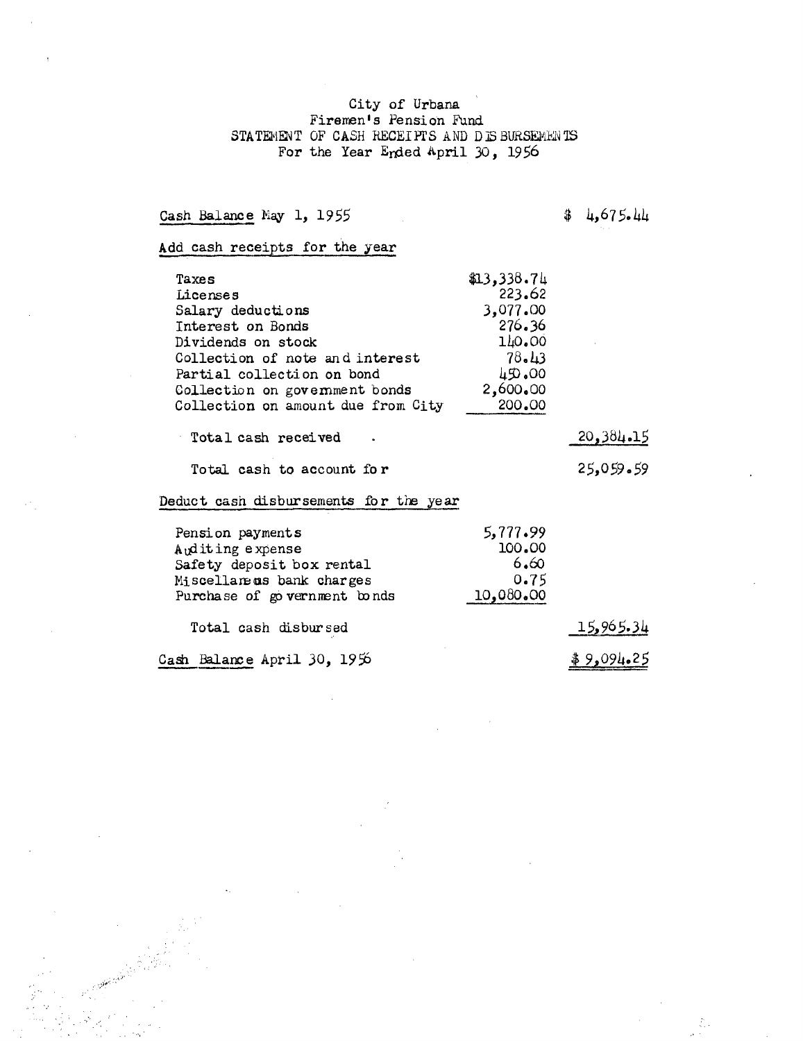City of Urbana
Firemen's Pension Fund
STATEMENT OF CASH RECEIPTS AND DISBURSEMENTS
For the Year Ended April 30, 1956

| | | |
|---|---|---|
| Cash Balance May 1, 1955 | | $ 4,675.44 |
| **Add cash receipts for the year** | | |
| Taxes | $13,338.74 | |
| Licenses | 223.62 | |
| Salary deductions | 3,077.00 | |
| Interest on Bonds | 276.36 | |
| Dividends on stock | 140.00 | |
| Collection of note and interest | 78.43 | |
| Partial collection on bond | 450.00 | |
| Collection on government bonds | 2,600.00 | |
| Collection on amount due from City | 200.00 | |
| Total cash received | | 20,384.15 |
| Total cash to account for | | 25,059.59 |
| **Deduct cash disbursements for the year** | | |
| Pension payments | 5,777.99 | |
| Auditing expense | 100.00 | |
| Safety deposit box rental | 6.60 | |
| Miscellaneous bank charges | 0.75 | |
| Purchase of government bonds | 10,080.00 | |
| Total cash disbursed | | 15,965.34 |
| Cash Balance April 30, 1956 | | $ 9,094.25 |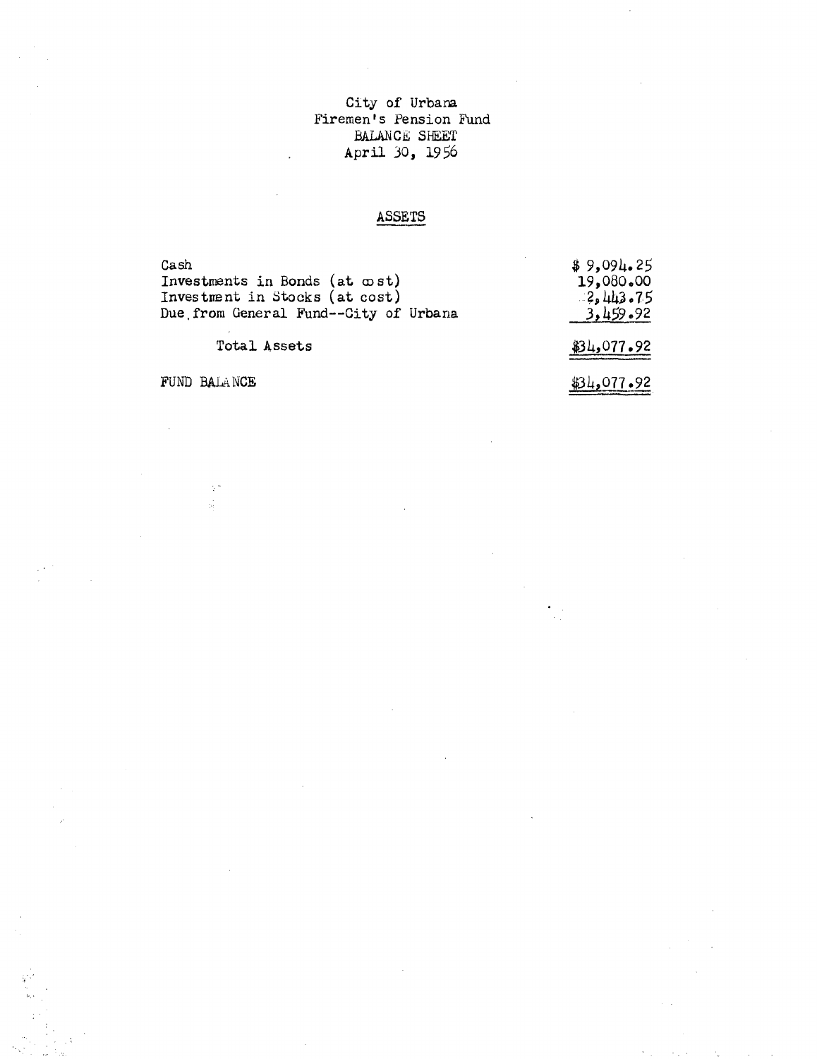City of Urbana
Firemen's Pension Fund
BALANCE SHEET
April 30, 1956

## ASSETS

| | |
|---|---|
| Cash | $ 9,094.25 |
| Investments in Bonds (at cost) | 19,080.00 |
| Investment in Stocks (at cost) | 2,443.75 |
| Due from General Fund--City of Urbana | 3,459.92 |
| Total Assets | $34,077.92 |
| FUND BALANCE | $34,077.92 |